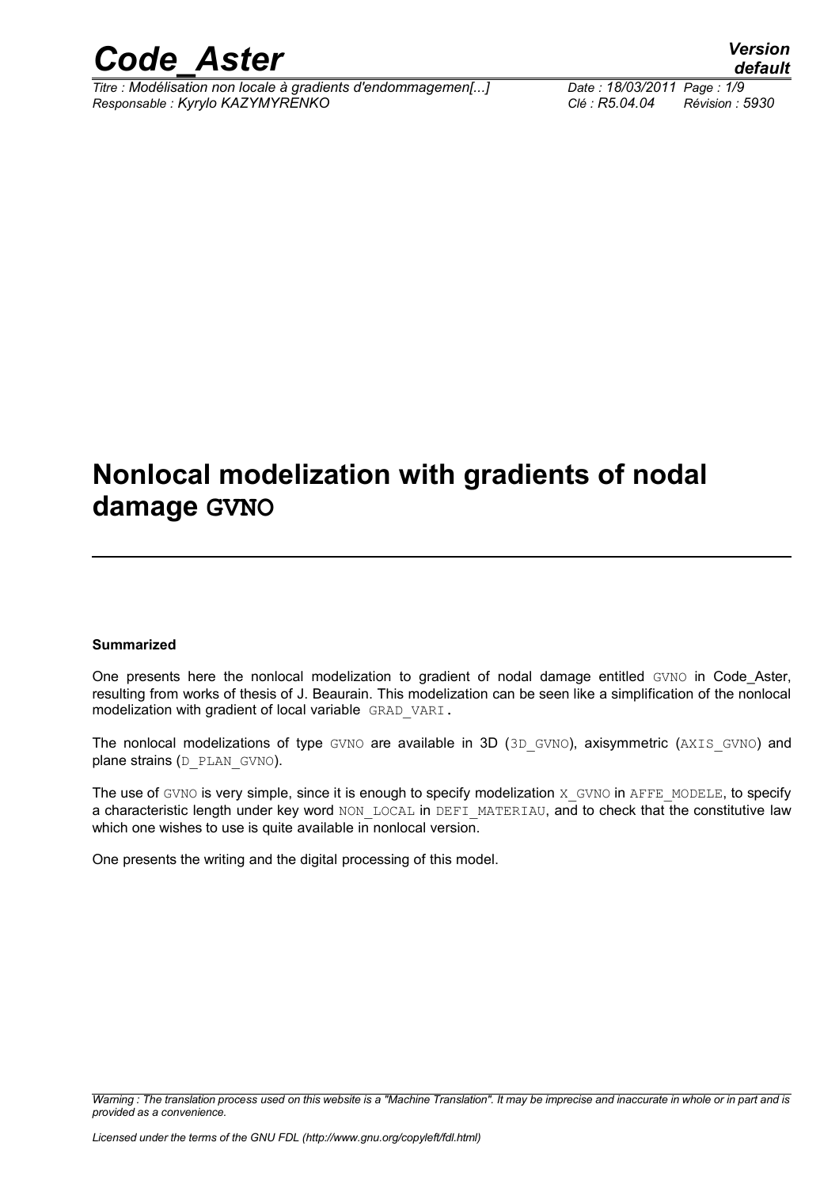# Nonlocal modelization with gradients of nodal damage GVNO

**Summarized**

One presents here the nonlocal modelization to gradient of nodal damage entitled GVNO in Code_Aster, resulting from works of thesis of J. Beaurain. This modelization can be seen like a simplification of the nonlocal modelization with gradient of local variable GRAD_VARI.

The nonlocal modelizations of type GVNO are available in 3D (3D_GVNO), axisymmetric (AXIS_GVNO) and plane strains (D_PLAN_GVNO).

The use of GVNO is very simple, since it is enough to specify modelization X_GVNO in AFFE_MODELE, to specify a characteristic length under key word NON_LOCAL in DEFI_MATERIAU, and to check that the constitutive law which one wishes to use is quite available in nonlocal version.

One presents the writing and the digital processing of this model.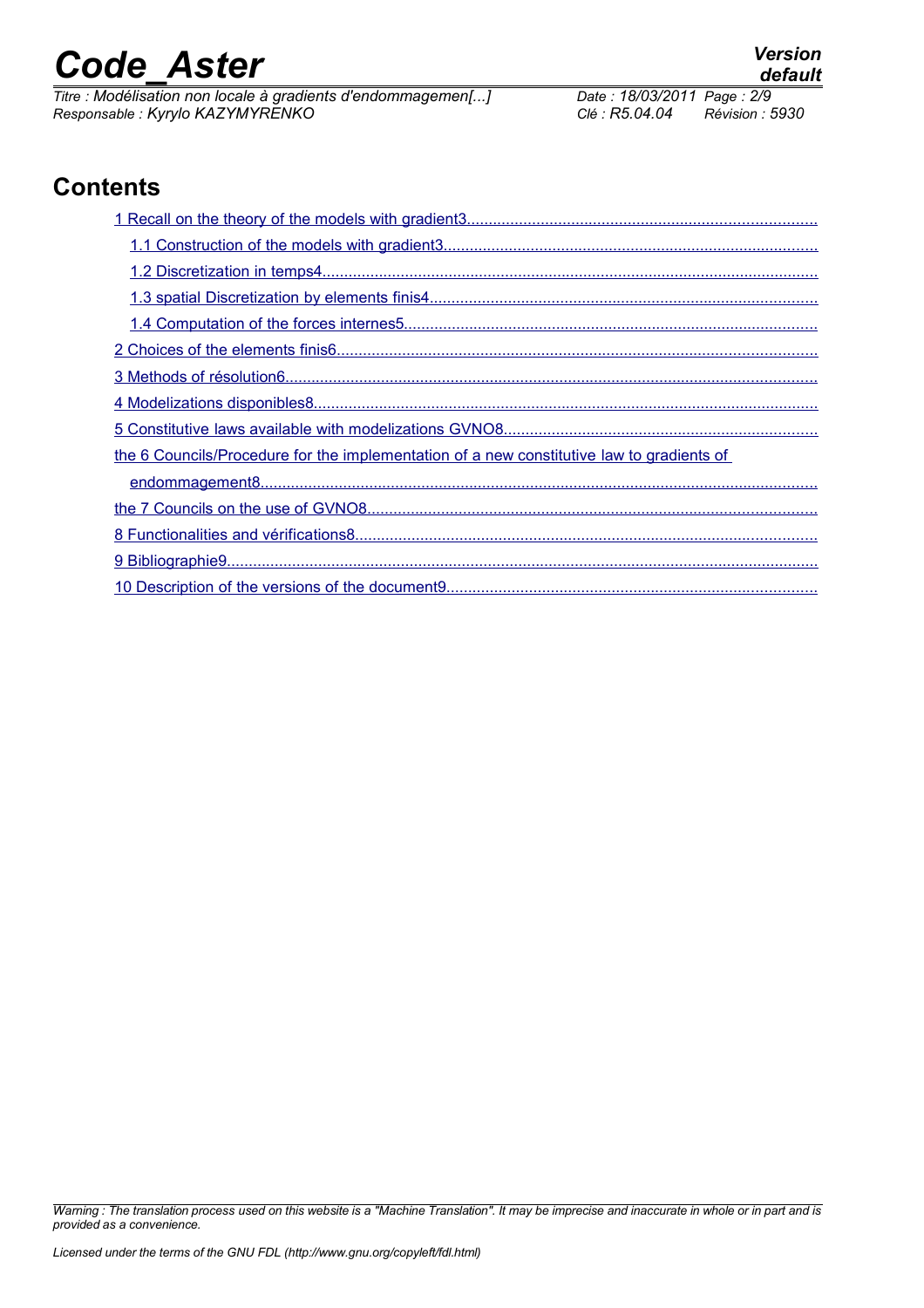## Contents

- 1 Recall on the theory of the models with gradient3
  - 1.1 Construction of the models with gradient3
  - 1.2 Discretization in temps4
  - 1.3 spatial Discretization by elements finis4
  - 1.4 Computation of the forces internes5
- 2 Choices of the elements finis6
- 3 Methods of résolution6
- 4 Modelizations disponibles8
- 5 Constitutive laws available with modelizations GVNO8
- the 6 Councils/Procedure for the implementation of a new constitutive law to gradients of endommagement8
- the 7 Councils on the use of GVNO8
- 8 Functionalities and vérifications8
- 9 Bibliographie9
- 10 Description of the versions of the document9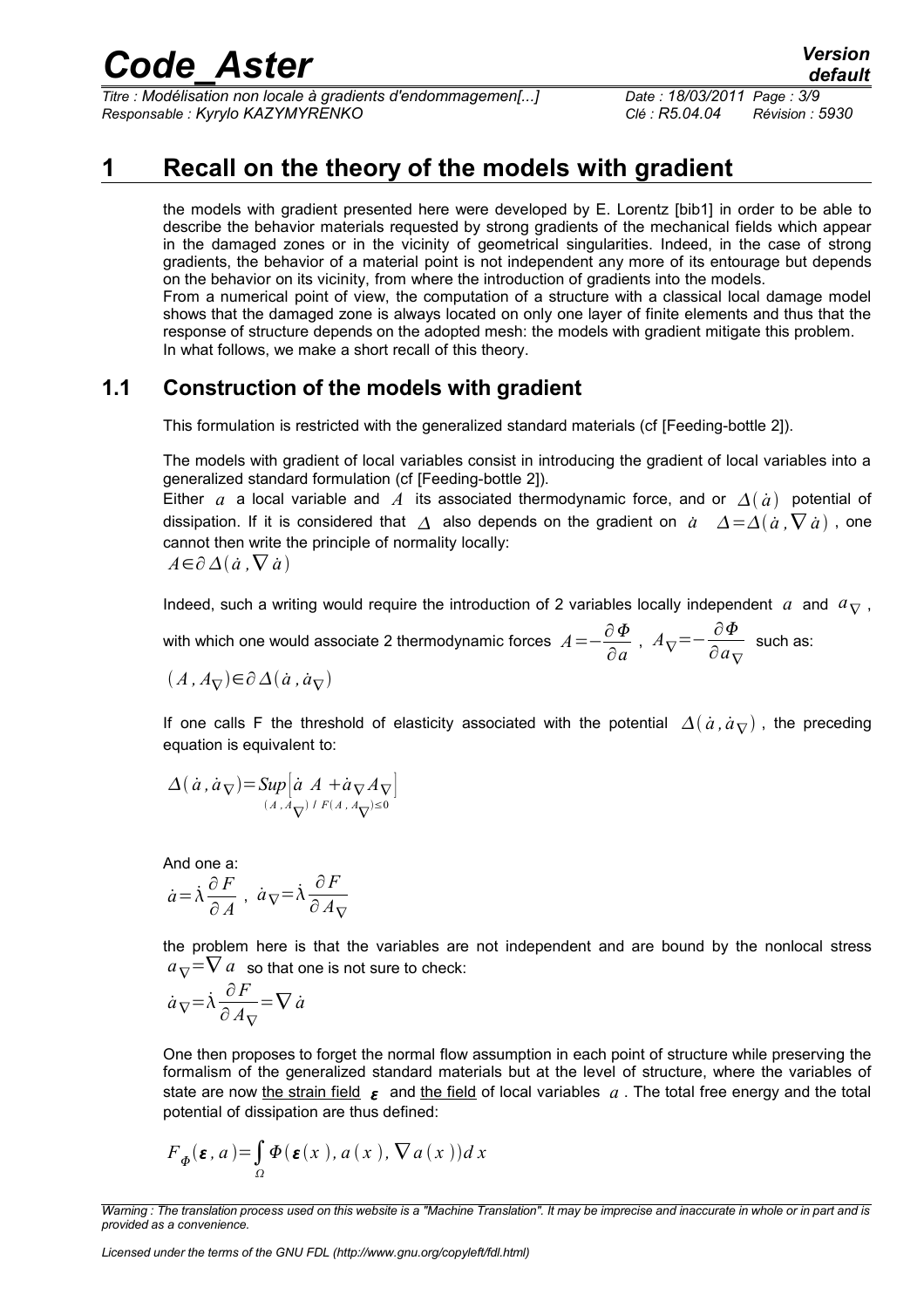# 1 Recall on the theory of the models with gradient

the models with gradient presented here were developed by E. Lorentz [bib1] in order to be able to describe the behavior materials requested by strong gradients of the mechanical fields which appear in the damaged zones or in the vicinity of geometrical singularities. Indeed, in the case of strong gradients, the behavior of a material point is not independent any more of its entourage but depends on the behavior on its vicinity, from where the introduction of gradients into the models.

From a numerical point of view, the computation of a structure with a classical local damage model shows that the damaged zone is always located on only one layer of finite elements and thus that the response of structure depends on the adopted mesh: the models with gradient mitigate this problem.

In what follows, we make a short recall of this theory.

## 1.1 Construction of the models with gradient

This formulation is restricted with the generalized standard materials (cf [Feeding-bottle 2]).

The models with gradient of local variables consist in introducing the gradient of local variables into a generalized standard formulation (cf [Feeding-bottle 2]).

Either $a$ a local variable and $A$ its associated thermodynamic force, and or $\Delta(\dot{a})$ potential of dissipation. If it is considered that $\Delta$ also depends on the gradient on $\dot{a}$ $\Delta = \Delta(\dot{a}, \nabla \dot{a})$, one cannot then write the principle of normality locally:

$$A \in \partial \Delta(\dot{a}, \nabla \dot{a})$$

Indeed, such a writing would require the introduction of 2 variables locally independent $a$ and $a_\nabla$, with which one would associate 2 thermodynamic forces $A = -\frac{\partial \Phi}{\partial a}$, $A_\nabla = -\frac{\partial \Phi}{\partial a_\nabla}$ such as:

$$(A, A_\nabla) \in \partial \Delta(\dot{a}, \dot{a}_\nabla)$$

If one calls F the threshold of elasticity associated with the potential $\Delta(\dot{a}, \dot{a}_\nabla)$, the preceding equation is equivalent to:

$$\Delta(\dot{a}, \dot{a}_\nabla) = \underset{(A, A_\nabla)\,/\,F(A, A_\nabla) \leq 0}{Sup} \left[ \dot{a}\; A + \dot{a}_\nabla A_\nabla \right]$$

And one a:

$$\dot{a} = \dot{\lambda} \frac{\partial F}{\partial A}, \quad \dot{a}_\nabla = \dot{\lambda} \frac{\partial F}{\partial A_\nabla}$$

the problem here is that the variables are not independent and are bound by the nonlocal stress $a_\nabla = \nabla a$ so that one is not sure to check:

$$\dot{a}_\nabla = \dot{\lambda} \frac{\partial F}{\partial A_\nabla} = \nabla \dot{a}$$

One then proposes to forget the normal flow assumption in each point of structure while preserving the formalism of the generalized standard materials but at the level of structure, where the variables of state are now <u>the strain field</u> $\boldsymbol{\varepsilon}$ and <u>the field</u> of local variables $a$. The total free energy and the total potential of dissipation are thus defined:

$$F_\Phi(\boldsymbol{\varepsilon}, a) = \int_\Omega \Phi(\boldsymbol{\varepsilon}(x), a(x), \nabla a(x))\, dx$$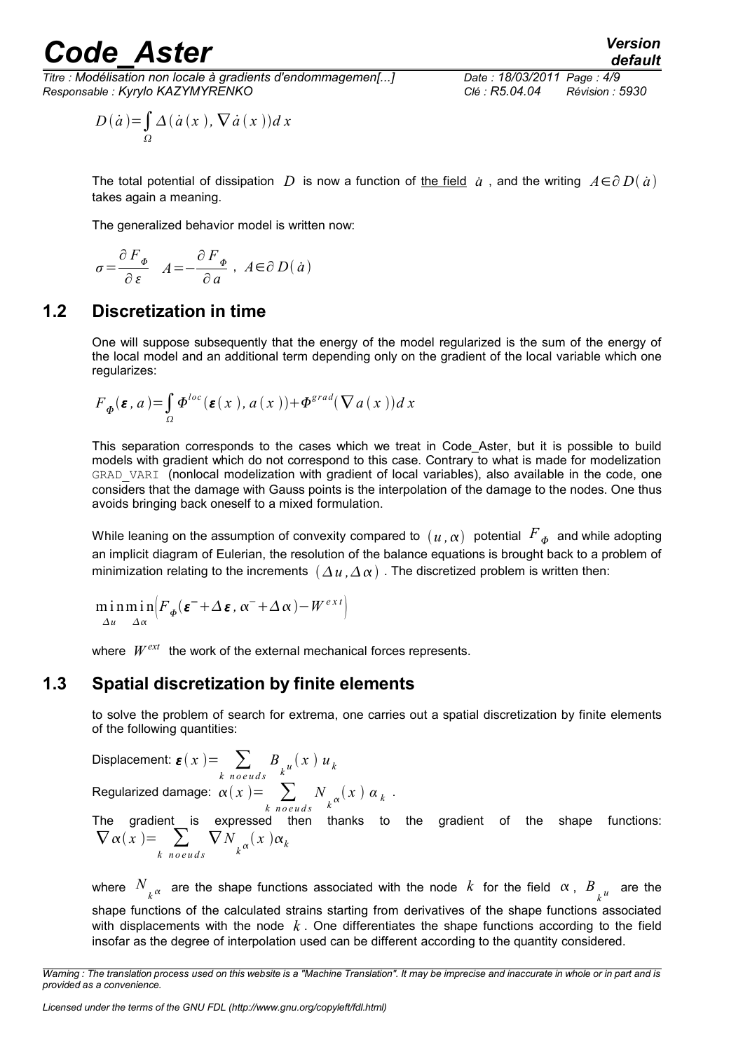$$D(\dot{a})=\int_{\Omega} \Delta(\dot{a}(x), \nabla \dot{a}(x)) d x$$

The total potential of dissipation $D$ is now a function of the field $\dot{a}$, and the writing $A \in \partial D(\dot{a})$ takes again a meaning.

The generalized behavior model is written now:

$$\sigma=\frac{\partial F_{\Phi}}{\partial \varepsilon} \quad A=-\frac{\partial F_{\Phi}}{\partial a}, \; A \in \partial D(\dot{a})$$

## 1.2 Discretization in time

One will suppose subsequently that the energy of the model regularized is the sum of the energy of the local model and an additional term depending only on the gradient of the local variable which one regularizes:

$$F_{\Phi}(\boldsymbol{\varepsilon}, a)=\int_{\Omega} \Phi^{loc}(\boldsymbol{\varepsilon}(x), a(x))+\Phi^{grad}(\nabla a(x)) d x$$

This separation corresponds to the cases which we treat in Code_Aster, but it is possible to build models with gradient which do not correspond to this case. Contrary to what is made for modelization GRAD_VARI (nonlocal modelization with gradient of local variables), also available in the code, one considers that the damage with Gauss points is the interpolation of the damage to the nodes. One thus avoids bringing back oneself to a mixed formulation.

While leaning on the assumption of convexity compared to $(u, \alpha)$ potential $F_{\Phi}$ and while adopting an implicit diagram of Eulerian, the resolution of the balance equations is brought back to a problem of minimization relating to the increments $(\Delta u, \Delta \alpha)$. The discretized problem is written then:

$$\min_{\Delta u} \min_{\Delta \alpha}\left(F_{\Phi}(\boldsymbol{\varepsilon}^{-}+\Delta \boldsymbol{\varepsilon}, \alpha^{-}+\Delta \alpha)-W^{ext}\right)$$

where $W^{ext}$ the work of the external mechanical forces represents.

## 1.3 Spatial discretization by finite elements

to solve the problem of search for extrema, one carries out a spatial discretization by finite elements of the following quantities:

Displacement: $\boldsymbol{\varepsilon}(x)=\sum_{k \; noeuds} B_{k^u}(x) \, u_k$

Regularized damage: $\alpha(x)=\sum_{k \; noeuds} N_{k^\alpha}(x) \, \alpha_k$.

The gradient is expressed then thanks to the gradient of the shape functions: $\nabla \alpha(x)=\sum_{k \; noeuds} \nabla N_{k^\alpha}(x) \alpha_k$

where $N_{k^\alpha}$ are the shape functions associated with the node $k$ for the field $\alpha$, $B_{k^u}$ are the shape functions of the calculated strains starting from derivatives of the shape functions associated with displacements with the node $k$. One differentiates the shape functions according to the field insofar as the degree of interpolation used can be different according to the quantity considered.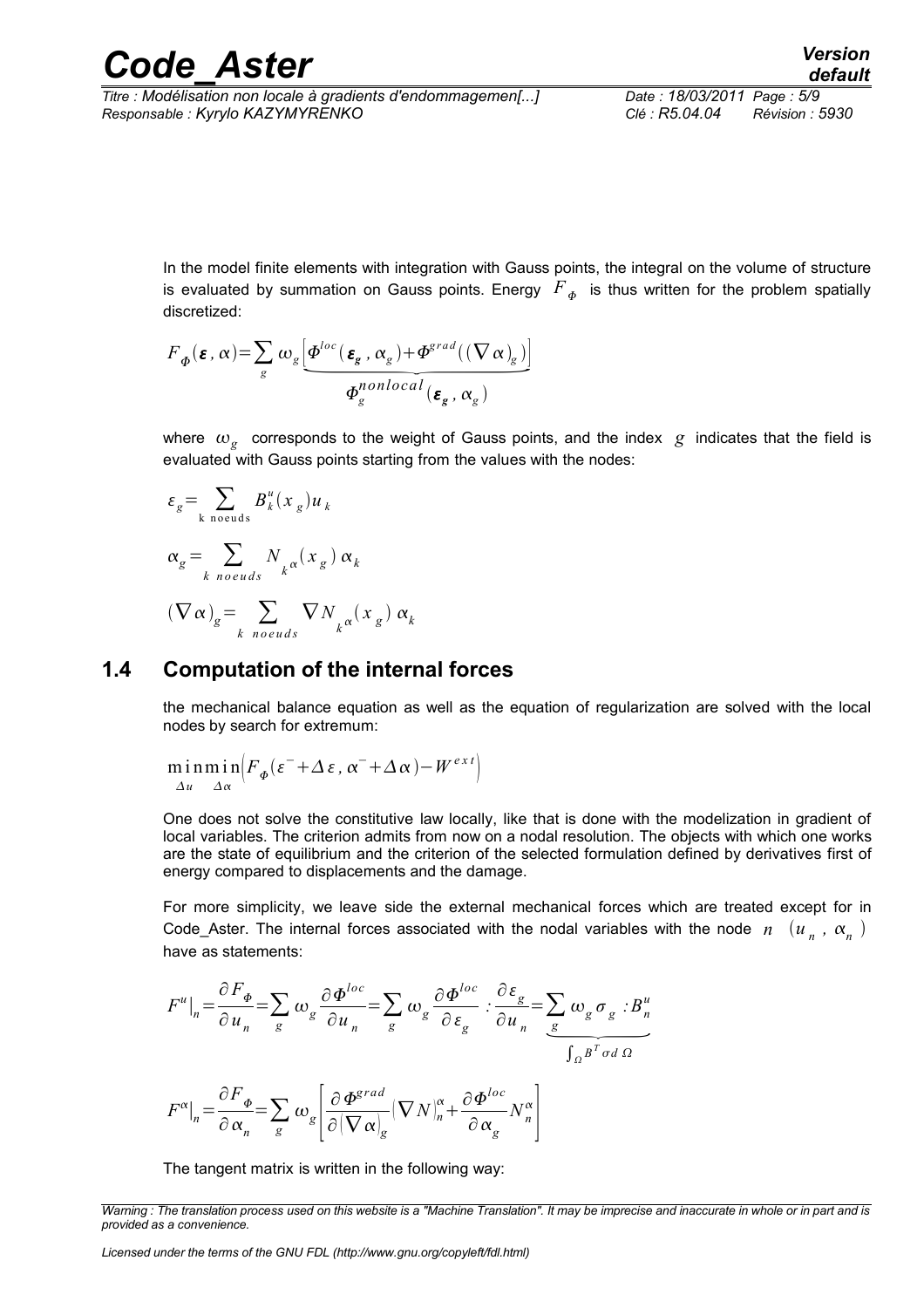In the model finite elements with integration with Gauss points, the integral on the volume of structure is evaluated by summation on Gauss points. Energy $F_{\Phi}$ is thus written for the problem spatially discretized:

$$F_{\Phi}(\boldsymbol{\varepsilon},\alpha)=\sum_{g}\omega_{g}\underbrace{\left[\Phi^{loc}(\boldsymbol{\varepsilon}_{g},\alpha_{g})+\Phi^{grad}((\nabla\alpha)_{g})\right]}_{\Phi_{g}^{nonlocal}(\boldsymbol{\varepsilon}_{g},\alpha_{g})}$$

where $\omega_g$ corresponds to the weight of Gauss points, and the index $g$ indicates that the field is evaluated with Gauss points starting from the values with the nodes:

$$\varepsilon_{g}=\sum_{k\ \text{noeuds}}B_{k}^{u}(x_{g})u_{k}$$

$$\alpha_{g}=\sum_{k\ noeuds}N_{k^{\alpha}}(x_{g})\,\alpha_{k}$$

$$(\nabla\alpha)_{g}=\sum_{k\ noeuds}\nabla N_{k^{\alpha}}(x_{g})\,\alpha_{k}$$

## 1.4 Computation of the internal forces

the mechanical balance equation as well as the equation of regularization are solved with the local nodes by search for extremum:

$$\min_{\Delta u}\min_{\Delta\alpha}\left(F_{\Phi}(\varepsilon^{-}+\Delta\varepsilon,\alpha^{-}+\Delta\alpha)-W^{ext}\right)$$

One does not solve the constitutive law locally, like that is done with the modelization in gradient of local variables. The criterion admits from now on a nodal resolution. The objects with which one works are the state of equilibrium and the criterion of the selected formulation defined by derivatives first of energy compared to displacements and the damage.

For more simplicity, we leave side the external mechanical forces which are treated except for in Code_Aster. The internal forces associated with the nodal variables with the node $n$ $(u_n, \alpha_n)$ have as statements:

$$F^{u}\big|_{n}=\frac{\partial F_{\Phi}}{\partial u_{n}}=\sum_{g}\omega_{g}\frac{\partial\Phi^{loc}}{\partial u_{n}}=\sum_{g}\omega_{g}\frac{\partial\Phi^{loc}}{\partial\varepsilon_{g}}:\frac{\partial\varepsilon_{g}}{\partial u_{n}}=\underbrace{\sum_{g}\omega_{g}\sigma_{g}:B_{n}^{u}}_{\int_{\Omega}B^{T}\sigma d\,\Omega}$$

$$F^{\alpha}\big|_{n}=\frac{\partial F_{\Phi}}{\partial\alpha_{n}}=\sum_{g}\omega_{g}\left[\frac{\partial\Phi^{grad}}{\partial(\nabla\alpha)_{g}}(\nabla N)_{n}^{\alpha}+\frac{\partial\Phi^{loc}}{\partial\alpha_{g}}N_{n}^{\alpha}\right]$$

The tangent matrix is written in the following way: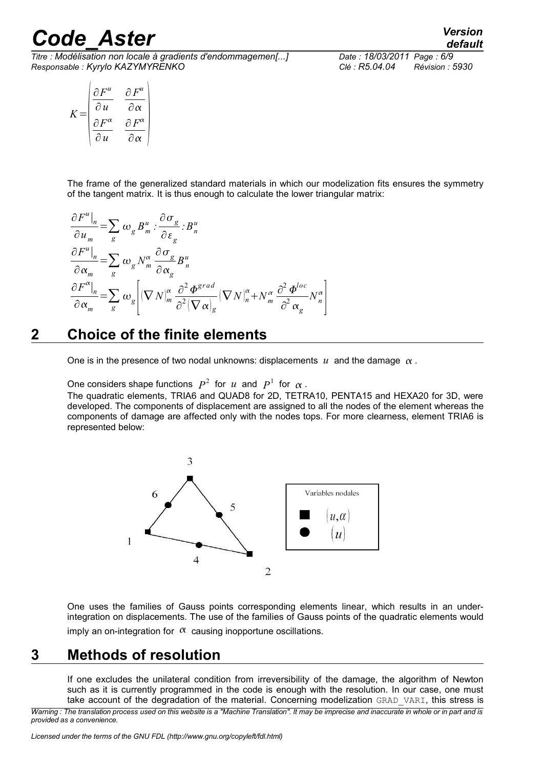$$K=\begin{pmatrix} \frac{\partial F^u}{\partial u} & \frac{\partial F^u}{\partial \alpha} \\ \frac{\partial F^\alpha}{\partial u} & \frac{\partial F^\alpha}{\partial \alpha} \end{pmatrix}$$

The frame of the generalized standard materials in which our modelization fits ensures the symmetry of the tangent matrix. It is thus enough to calculate the lower triangular matrix:

$$\frac{\partial F^u|_n}{\partial u_m}=\sum_g \omega_g B_m^u : \frac{\partial \sigma_g}{\partial \varepsilon_g} : B_n^u$$

$$\frac{\partial F^u|_n}{\partial \alpha_m}=\sum_g \omega_g N_m^\alpha \frac{\partial \sigma_g}{\partial \alpha_g} B_n^u$$

$$\frac{\partial F^\alpha|_n}{\partial \alpha_m}=\sum_g \omega_g \left[ (\nabla N)_m^\alpha \frac{\partial^2 \Phi^{grad}}{\partial^2 (\nabla \alpha)_g} (\nabla N)_n^\alpha + N_m^\alpha \frac{\partial^2 \Phi^{loc}}{\partial^2 \alpha_g} N_n^\alpha \right]$$

# 2 Choice of the finite elements

One is in the presence of two nodal unknowns: displacements $u$ and the damage $\alpha$.

One considers shape functions $P^2$ for $u$ and $P^1$ for $\alpha$.

The quadratic elements, TRIA6 and QUAD8 for 2D, TETRA10, PENTA15 and HEXA20 for 3D, were developed. The components of displacement are assigned to all the nodes of the element whereas the components of damage are affected only with the nodes tops. For more clearness, element TRIA6 is represented below:

Variables nodales

■ $(u,\alpha)$

● $(u)$

One uses the families of Gauss points corresponding elements linear, which results in an under-integration on displacements. The use of the families of Gauss points of the quadratic elements would imply an on-integration for $\alpha$ causing inopportune oscillations.

# 3 Methods of resolution

If one excludes the unilateral condition from irreversibility of the damage, the algorithm of Newton such as it is currently programmed in the code is enough with the resolution. In our case, one must take account of the degradation of the material. Concerning modelization GRAD_VARI, this stress is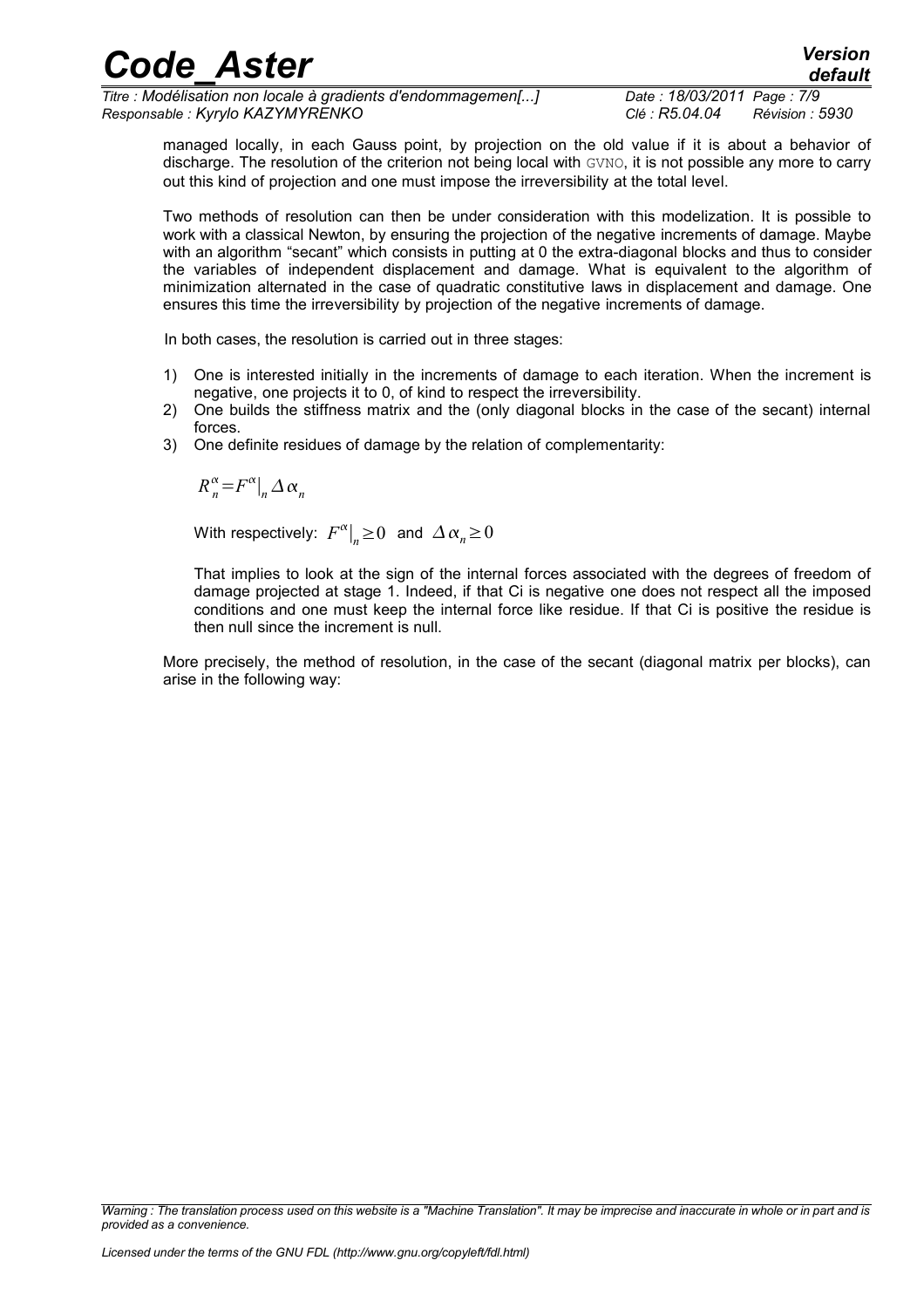managed locally, in each Gauss point, by projection on the old value if it is about a behavior of discharge. The resolution of the criterion not being local with GVNO, it is not possible any more to carry out this kind of projection and one must impose the irreversibility at the total level.

Two methods of resolution can then be under consideration with this modelization. It is possible to work with a classical Newton, by ensuring the projection of the negative increments of damage. Maybe with an algorithm "secant" which consists in putting at 0 the extra-diagonal blocks and thus to consider the variables of independent displacement and damage. What is equivalent to the algorithm of minimization alternated in the case of quadratic constitutive laws in displacement and damage. One ensures this time the irreversibility by projection of the negative increments of damage.

In both cases, the resolution is carried out in three stages:

1) One is interested initially in the increments of damage to each iteration. When the increment is negative, one projects it to 0, of kind to respect the irreversibility.
2) One builds the stiffness matrix and the (only diagonal blocks in the case of the secant) internal forces.
3) One definite residues of damage by the relation of complementarity:

   $$R_n^{\alpha}=F^{\alpha}\big|_n \Delta\alpha_n$$

   With respectively: $F^{\alpha}\big|_n \geq 0$ and $\Delta\alpha_n \geq 0$

   That implies to look at the sign of the internal forces associated with the degrees of freedom of damage projected at stage 1. Indeed, if that Ci is negative one does not respect all the imposed conditions and one must keep the internal force like residue. If that Ci is positive the residue is then null since the increment is null.

More precisely, the method of resolution, in the case of the secant (diagonal matrix per blocks), can arise in the following way: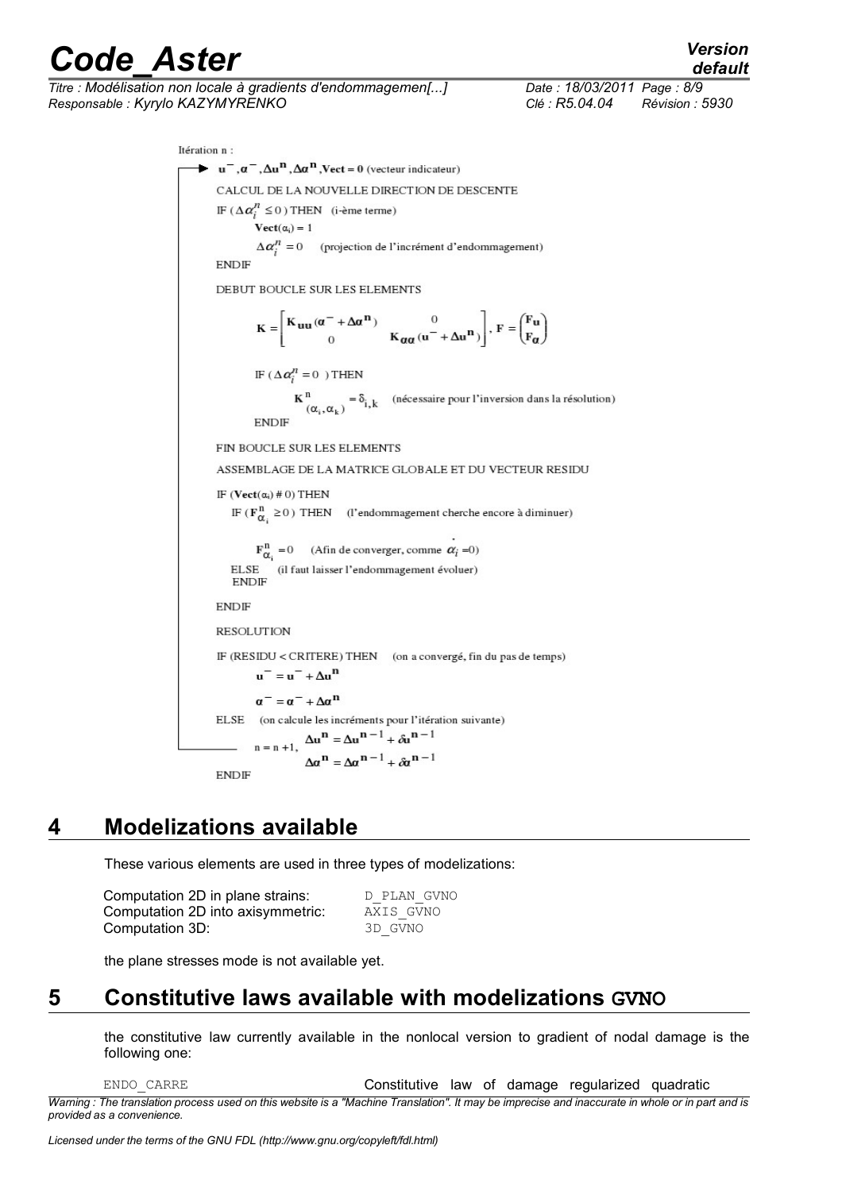Itération n :

$\mathbf{u}^-, \boldsymbol{\alpha}^-, \Delta\mathbf{u}^\mathbf{n}, \Delta\boldsymbol{\alpha}^\mathbf{n}, \mathbf{Vect} = \mathbf{0}$ (vecteur indicateur)

CALCUL DE LA NOUVELLE DIRECTION DE DESCENTE

IF ($\Delta\alpha_i^n \leq 0$) THEN (i-ème terme)

  $\mathbf{Vect}(\alpha_i) = 1$

  $\Delta\alpha_i^n = 0$ (projection de l'incrément d'endommagement)

ENDIF

DEBUT BOUCLE SUR LES ELEMENTS

$$\mathbf{K} = \begin{bmatrix} \mathbf{K_{uu}}(\boldsymbol{\alpha}^- + \Delta\boldsymbol{\alpha}^\mathbf{n}) & 0 \\ 0 & \mathbf{K}_{\boldsymbol{\alpha}\boldsymbol{\alpha}}(\mathbf{u}^- + \Delta\mathbf{u}^\mathbf{n}) \end{bmatrix}, \ \mathbf{F} = \begin{pmatrix} \mathbf{F_u} \\ \mathbf{F}_{\boldsymbol{\alpha}} \end{pmatrix}$$

  IF ($\Delta\alpha_i^n = 0$) THEN

    $\mathbf{K}^\mathbf{n}_{(\alpha_i, \alpha_k)} = \delta_{i,k}$ (nécessaire pour l'inversion dans la résolution)

  ENDIF

FIN BOUCLE SUR LES ELEMENTS

ASSEMBLAGE DE LA MATRICE GLOBALE ET DU VECTEUR RESIDU

IF ($\mathbf{Vect}(\alpha_i) \# 0$) THEN

  IF ($\mathbf{F}^\mathbf{n}_{\alpha_i} \geq 0$) THEN (l'endommagement cherche encore à diminuer)

    $\mathbf{F}^\mathbf{n}_{\alpha_i} = 0$ (Afin de converger, comme $\dot{\alpha}_i = 0$)

  ELSE (il faut laisser l'endommagement évoluer)

  ENDIF

ENDIF

RESOLUTION

IF (RESIDU < CRITERE) THEN (on a convergé, fin du pas de temps)

  $\mathbf{u}^- = \mathbf{u}^- + \Delta\mathbf{u}^\mathbf{n}$

  $\boldsymbol{\alpha}^- = \boldsymbol{\alpha}^- + \Delta\boldsymbol{\alpha}^\mathbf{n}$

ELSE (on calcule les incréments pour l'itération suivante)

  $n = n+1$, $\Delta\mathbf{u}^\mathbf{n} = \Delta\mathbf{u}^{\mathbf{n}-1} + \delta\mathbf{u}^{\mathbf{n}-1}$

  $\Delta\boldsymbol{\alpha}^\mathbf{n} = \Delta\boldsymbol{\alpha}^{\mathbf{n}-1} + \delta\boldsymbol{\alpha}^{\mathbf{n}-1}$

ENDIF

## 4 Modelizations available

These various elements are used in three types of modelizations:

| | |
|---|---|
| Computation 2D in plane strains: | D_PLAN_GVNO |
| Computation 2D into axisymmetric: | AXIS_GVNO |
| Computation 3D: | 3D_GVNO |

the plane stresses mode is not available yet.

## 5 Constitutive laws available with modelizations GVNO

the constitutive law currently available in the nonlocal version to gradient of nodal damage is the following one:

| | |
|---|---|
| ENDO_CARRE | Constitutive law of damage regularized quadratic |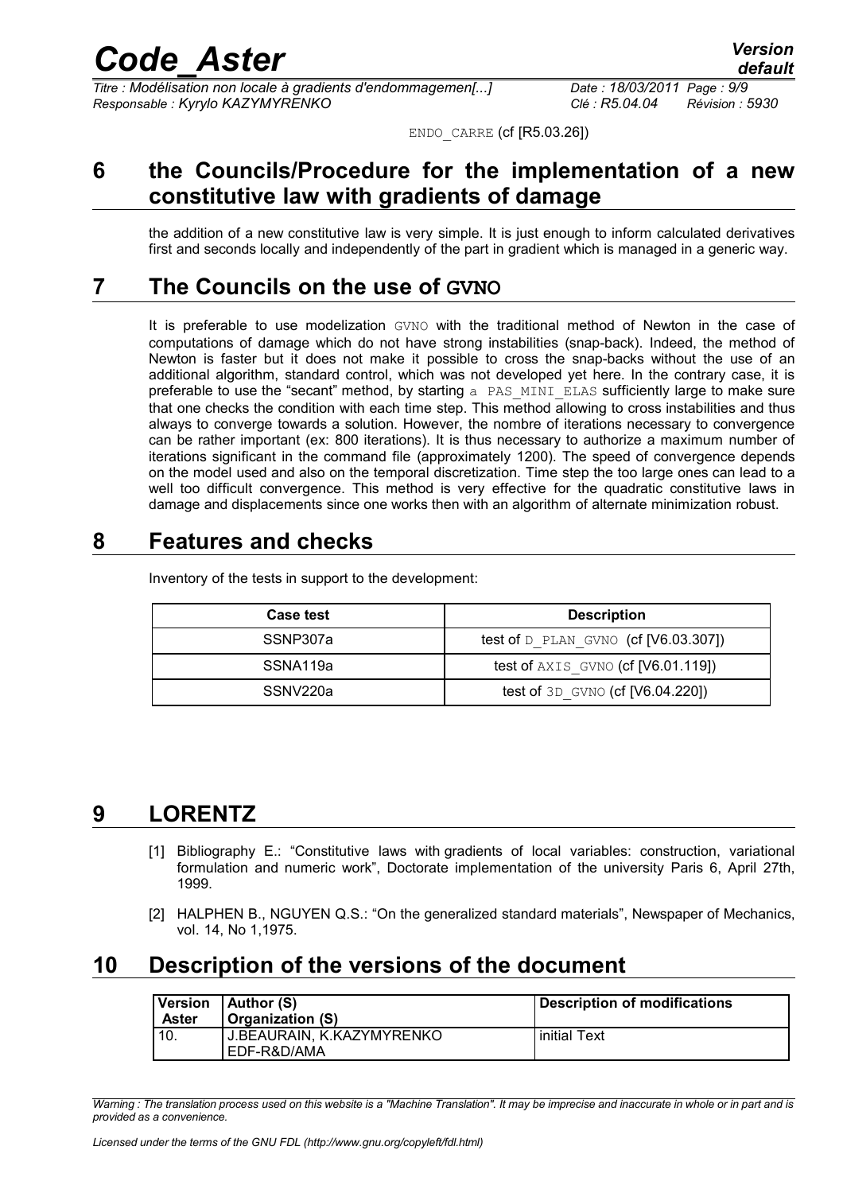ENDO_CARRE (cf [R5.03.26])

## 6 the Councils/Procedure for the implementation of a new constitutive law with gradients of damage

the addition of a new constitutive law is very simple. It is just enough to inform calculated derivatives first and seconds locally and independently of the part in gradient which is managed in a generic way.

## 7 The Councils on the use of GVNO

It is preferable to use modelization GVNO with the traditional method of Newton in the case of computations of damage which do not have strong instabilities (snap-back). Indeed, the method of Newton is faster but it does not make it possible to cross the snap-backs without the use of an additional algorithm, standard control, which was not developed yet here. In the contrary case, it is preferable to use the "secant" method, by starting a PAS_MINI_ELAS sufficiently large to make sure that one checks the condition with each time step. This method allowing to cross instabilities and thus always to converge towards a solution. However, the nombre of iterations necessary to convergence can be rather important (ex: 800 iterations). It is thus necessary to authorize a maximum number of iterations significant in the command file (approximately 1200). The speed of convergence depends on the model used and also on the temporal discretization. Time step the too large ones can lead to a well too difficult convergence. This method is very effective for the quadratic constitutive laws in damage and displacements since one works then with an algorithm of alternate minimization robust.

## 8 Features and checks

Inventory of the tests in support to the development:

| Case test | Description |
|---|---|
| SSNP307a | test of D_PLAN_GVNO (cf [V6.03.307]) |
| SSNA119a | test of AXIS_GVNO (cf [V6.01.119]) |
| SSNV220a | test of 3D_GVNO (cf [V6.04.220]) |

## 9 LORENTZ

[1] Bibliography E.: "Constitutive laws with gradients of local variables: construction, variational formulation and numeric work", Doctorate implementation of the university Paris 6, April 27th, 1999.

[2] HALPHEN B., NGUYEN Q.S.: "On the generalized standard materials", Newspaper of Mechanics, vol. 14, No 1,1975.

## 10 Description of the versions of the document

| Version Aster | Author (S) Organization (S) | Description of modifications |
|---|---|---|
| 10. | J.BEAURAIN, K.KAZYMYRENKO EDF-R&D/AMA | initial Text |